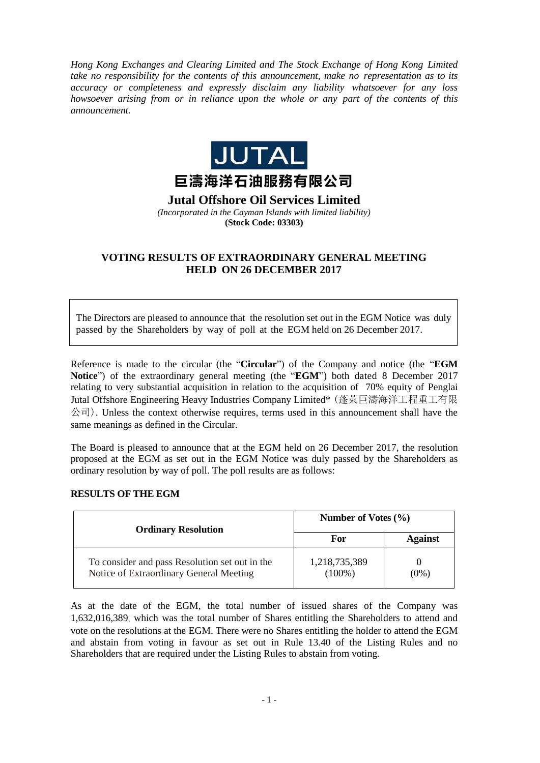*Hong Kong Exchanges and Clearing Limited and The Stock Exchange of Hong Kong Limited take no responsibility for the contents of this announcement, make no representation as to its accuracy or completeness and expressly disclaim any liability whatsoever for any loss howsoever arising from or in reliance upon the whole or any part of the contents of this announcement.*

JUTAL

# 巨濤海洋石油服務有限公司

# Jutal Offshore Oil Services Limited

*(Incorporated in the Cayman Islands with limited liability)*

**(Stock Code: 03303)**

## VOTING RESULTS OF EXTRAORDINARY GENERAL MEETING HELD ON 26 DECEMBER 2017

The Directors are pleased to announce that the resolution set out in the EGM Notice was duly passed by the Shareholders by way of poll at the EGM held on 26 December 2017.

Reference is made to the circular (the "**Circular**") of the Company and notice (the "**EGM Notice**") of the extraordinary general meeting (the "**EGM**") both dated 8 December 2017 relating to very substantial acquisition in relation to the acquisition of 70% equity of Penglai Jutal Offshore Engineering Heavy Industries Company Limited*（蓬萊巨濤海洋工程重工有限公司）. Unless the context otherwise requires, terms used in this announcement shall have the same meanings as defined in the Circular.

The Board is pleased to announce that at the EGM held on 26 December 2017, the resolution proposed at the EGM as set out in the EGM Notice was duly passed by the Shareholders as ordinary resolution by way of poll. The poll results are as follows:

**RESULTS OF THE EGM**

| Ordinary Resolution | Number of Votes (%) | |
|---|---|---|
| | For | Against |
| To consider and pass Resolution set out in the Notice of Extraordinary General Meeting | 1,218,735,389 (100%) | 0 (0%) |

As at the date of the EGM, the total number of issued shares of the Company was 1,632,016,389, which was the total number of Shares entitling the Shareholders to attend and vote on the resolutions at the EGM. There were no Shares entitling the holder to attend the EGM and abstain from voting in favour as set out in Rule 13.40 of the Listing Rules and no Shareholders that are required under the Listing Rules to abstain from voting.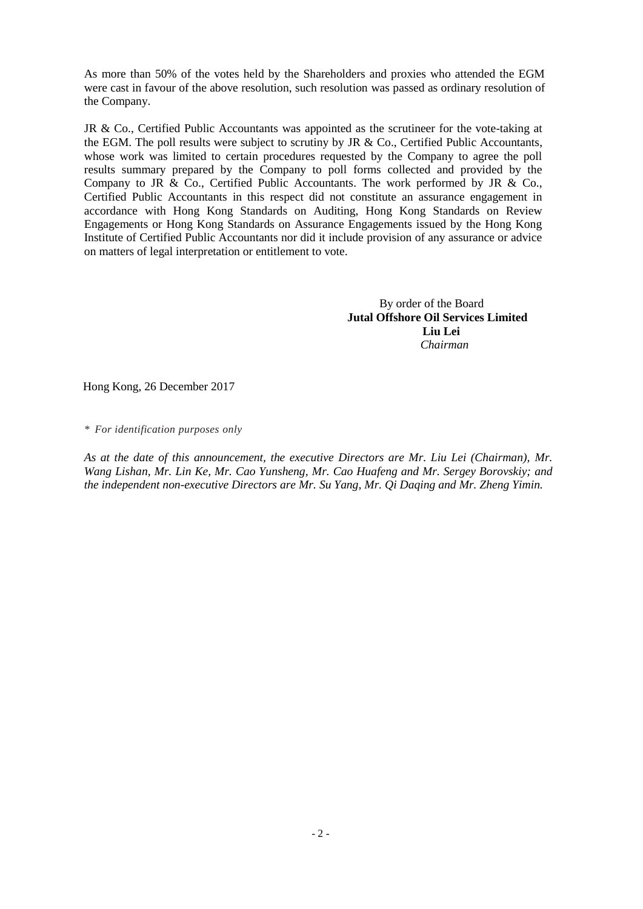As more than 50% of the votes held by the Shareholders and proxies who attended the EGM were cast in favour of the above resolution, such resolution was passed as ordinary resolution of the Company.

JR & Co., Certified Public Accountants was appointed as the scrutineer for the vote-taking at the EGM. The poll results were subject to scrutiny by JR & Co., Certified Public Accountants, whose work was limited to certain procedures requested by the Company to agree the poll results summary prepared by the Company to poll forms collected and provided by the Company to JR & Co., Certified Public Accountants. The work performed by JR & Co., Certified Public Accountants in this respect did not constitute an assurance engagement in accordance with Hong Kong Standards on Auditing, Hong Kong Standards on Review Engagements or Hong Kong Standards on Assurance Engagements issued by the Hong Kong Institute of Certified Public Accountants nor did it include provision of any assurance or advice on matters of legal interpretation or entitlement to vote.

By order of the Board
**Jutal Offshore Oil Services Limited**
**Liu Lei**
*Chairman*

Hong Kong, 26 December 2017

* *For identification purposes only*

*As at the date of this announcement, the executive Directors are Mr. Liu Lei (Chairman), Mr. Wang Lishan, Mr. Lin Ke, Mr. Cao Yunsheng, Mr. Cao Huafeng and Mr. Sergey Borovskiy; and the independent non-executive Directors are Mr. Su Yang, Mr. Qi Daqing and Mr. Zheng Yimin.*